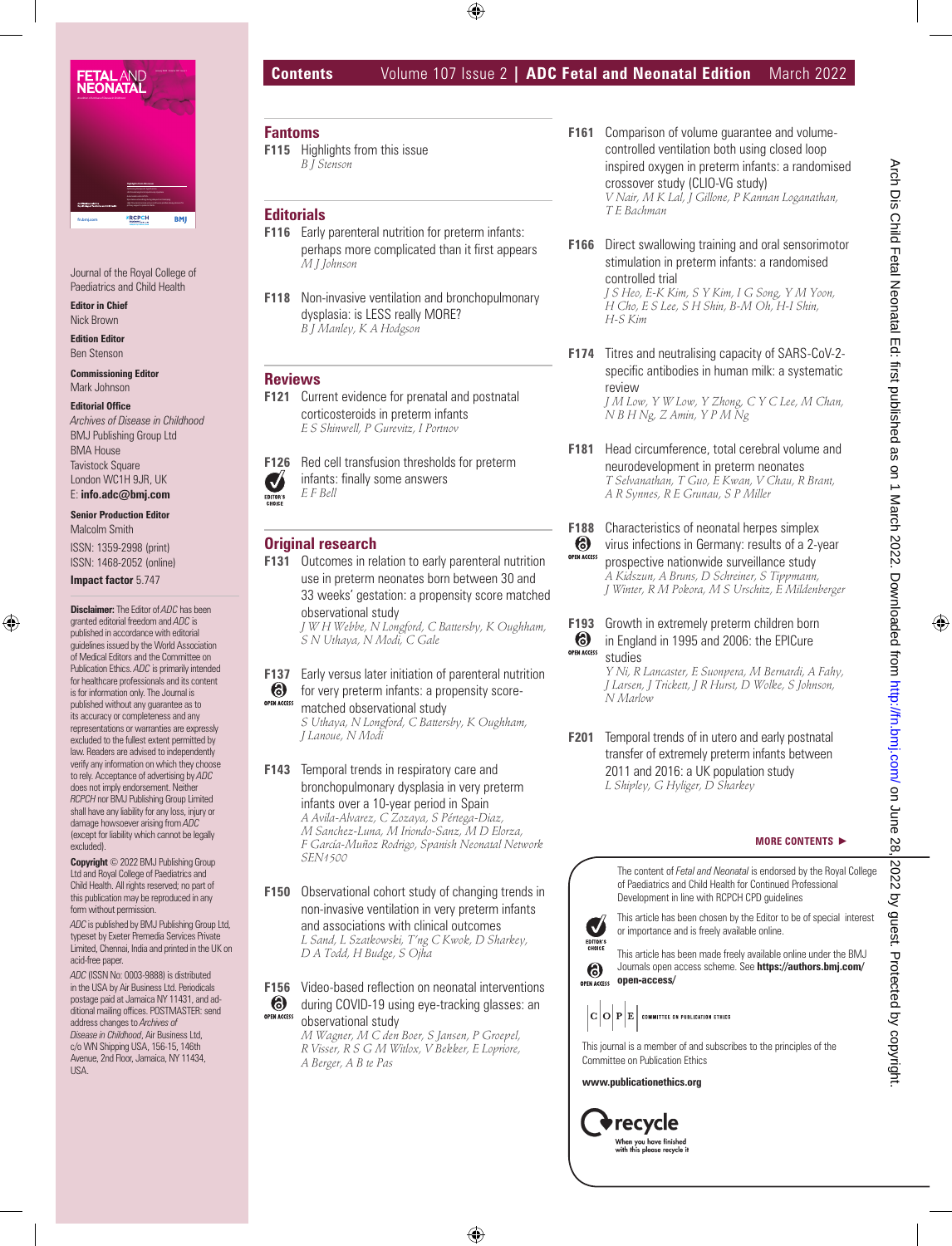# Contents

Volume 107 Issue 2 | ADC Fetal and Neonatal Edition March 2022

Journal of the Royal College of Paediatrics and Child Health

**Editor in Chief**
Nick Brown

**Edition Editor**
Ben Stenson

**Commissioning Editor**
Mark Johnson

**Editorial Office**
*Archives of Disease in Childhood*
BMJ Publishing Group Ltd
BMA House
Tavistock Square
London WC1H 9JR, UK
E: **info.adc@bmj.com**

**Senior Production Editor**
Malcolm Smith

ISSN: 1359-2998 (print)
ISSN: 1468-2052 (online)

**Impact factor** 5.747

**Disclaimer:** The Editor of *ADC* has been granted editorial freedom and *ADC* is published in accordance with editorial guidelines issued by the World Association of Medical Editors and the Committee on Publication Ethics. *ADC* is primarily intended for healthcare professionals and its content is for information only. The Journal is published without any guarantee as to its accuracy or completeness and any representations or warranties are expressly excluded to the fullest extent permitted by law. Readers are advised to independently verify any information on which they choose to rely. Acceptance of advertising by *ADC* does not imply endorsement. Neither *RCPCH* nor BMJ Publishing Group Limited shall have any liability for any loss, injury or damage howsoever arising from *ADC* (except for liability which cannot be legally excluded).

**Copyright** © 2022 BMJ Publishing Group Ltd and Royal College of Paediatrics and Child Health. All rights reserved; no part of this publication may be reproduced in any form without permission.

*ADC* is published by BMJ Publishing Group Ltd, typeset by Exeter Premedia Services Private Limited, Chennai, India and printed in the UK on acid-free paper.

*ADC* (ISSN No: 0003-9888) is distributed in the USA by Air Business Ltd. Periodicals postage paid at Jamaica NY 11431, and additional mailing offices. POSTMASTER: send address changes to *Archives of Disease in Childhood*, Air Business Ltd, c/o WN Shipping USA, 156-15, 146th Avenue, 2nd Floor, Jamaica, NY 11434, USA.

## Fantoms

**F115** Highlights from this issue
*B J Stenson*

## Editorials

**F116** Early parenteral nutrition for preterm infants: perhaps more complicated than it first appears
*M J Johnson*

**F118** Non-invasive ventilation and bronchopulmonary dysplasia: is LESS really MORE?
*B J Manley, K A Hodgson*

## Reviews

**F121** Current evidence for prenatal and postnatal corticosteroids in preterm infants
*E S Shinwell, P Gurevitz, I Portnov*

**F126** Red cell transfusion thresholds for preterm infants: finally some answers (EDITOR'S CHOICE)
*E F Bell*

## Original research

**F131** Outcomes in relation to early parenteral nutrition use in preterm neonates born between 30 and 33 weeks' gestation: a propensity score matched observational study
*J W H Webbe, N Longford, C Battersby, K Oughham, S N Uthaya, N Modi, C Gale*

**F137** Early versus later initiation of parenteral nutrition for very preterm infants: a propensity score-matched observational study (OPEN ACCESS)
*S Uthaya, N Longford, C Battersby, K Oughham, J Lanoue, N Modi*

**F143** Temporal trends in respiratory care and bronchopulmonary dysplasia in very preterm infants over a 10-year period in Spain
*A Avila-Alvarez, C Zozaya, S Pértega-Diaz, M Sanchez-Luna, M Iriondo-Sanz, M D Elorza, F García-Muñoz Rodrigo, Spanish Neonatal Network SEN1500*

**F150** Observational cohort study of changing trends in non-invasive ventilation in very preterm infants and associations with clinical outcomes
*L Sand, L Szatkowski, T'ng C Kwok, D Sharkey, D A Todd, H Budge, S Ojha*

**F156** Video-based reflection on neonatal interventions during COVID-19 using eye-tracking glasses: an observational study (OPEN ACCESS)
*M Wagner, M C den Boer, S Jansen, P Groepel, R Visser, R S G M Witlox, V Bekker, E Lopriore, A Berger, A B te Pas*

**F161** Comparison of volume guarantee and volume-controlled ventilation both using closed loop inspired oxygen in preterm infants: a randomised crossover study (CLIO-VG study)
*V Nair, M K Lal, J Gillone, P Kannan Loganathan, T E Bachman*

**F166** Direct swallowing training and oral sensorimotor stimulation in preterm infants: a randomised controlled trial
*J S Heo, E-K Kim, S Y Kim, I G Song, Y M Yoon, H Cho, E S Lee, S H Shin, B-M Oh, H-I Shin, H-S Kim*

**F174** Titres and neutralising capacity of SARS-CoV-2-specific antibodies in human milk: a systematic review
*J M Low, Y W Low, Y Zhong, C Y C Lee, M Chan, N B H Ng, Z Amin, Y P M Ng*

**F181** Head circumference, total cerebral volume and neurodevelopment in preterm neonates
*T Selvanathan, T Guo, E Kwan, V Chau, R Brant, A R Synnes, R E Grunau, S P Miller*

**F188** Characteristics of neonatal herpes simplex virus infections in Germany: results of a 2-year prospective nationwide surveillance study (OPEN ACCESS)
*A Kidszun, A Bruns, D Schreiner, S Tippmann, J Winter, R M Pokora, M S Urschitz, E Mildenberger*

**F193** Growth in extremely preterm children born in England in 1995 and 2006: the EPICure studies (OPEN ACCESS)
*Y Ni, R Lancaster, E Suonpera, M Bernardi, A Fahy, J Larsen, J Trickett, J R Hurst, D Wolke, S Johnson, N Marlow*

**F201** Temporal trends of in utero and early postnatal transfer of extremely preterm infants between 2011 and 2016: a UK population study
*L Shipley, G Hyliger, D Sharkey*

**MORE CONTENTS ►**

The content of *Fetal and Neonatal* is endorsed by the Royal College of Paediatrics and Child Health for Continued Professional Development in line with RCPCH CPD guidelines

EDITOR'S CHOICE: This article has been chosen by the Editor to be of special interest or importance and is freely available online.

OPEN ACCESS: This article has been made freely available online under the BMJ Journals open access scheme. See **https://authors.bmj.com/open-access/**

COPE – Committee on Publication Ethics

This journal is a member of and subscribes to the principles of the Committee on Publication Ethics

**www.publicationethics.org**

recycle – When you have finished with this please recycle it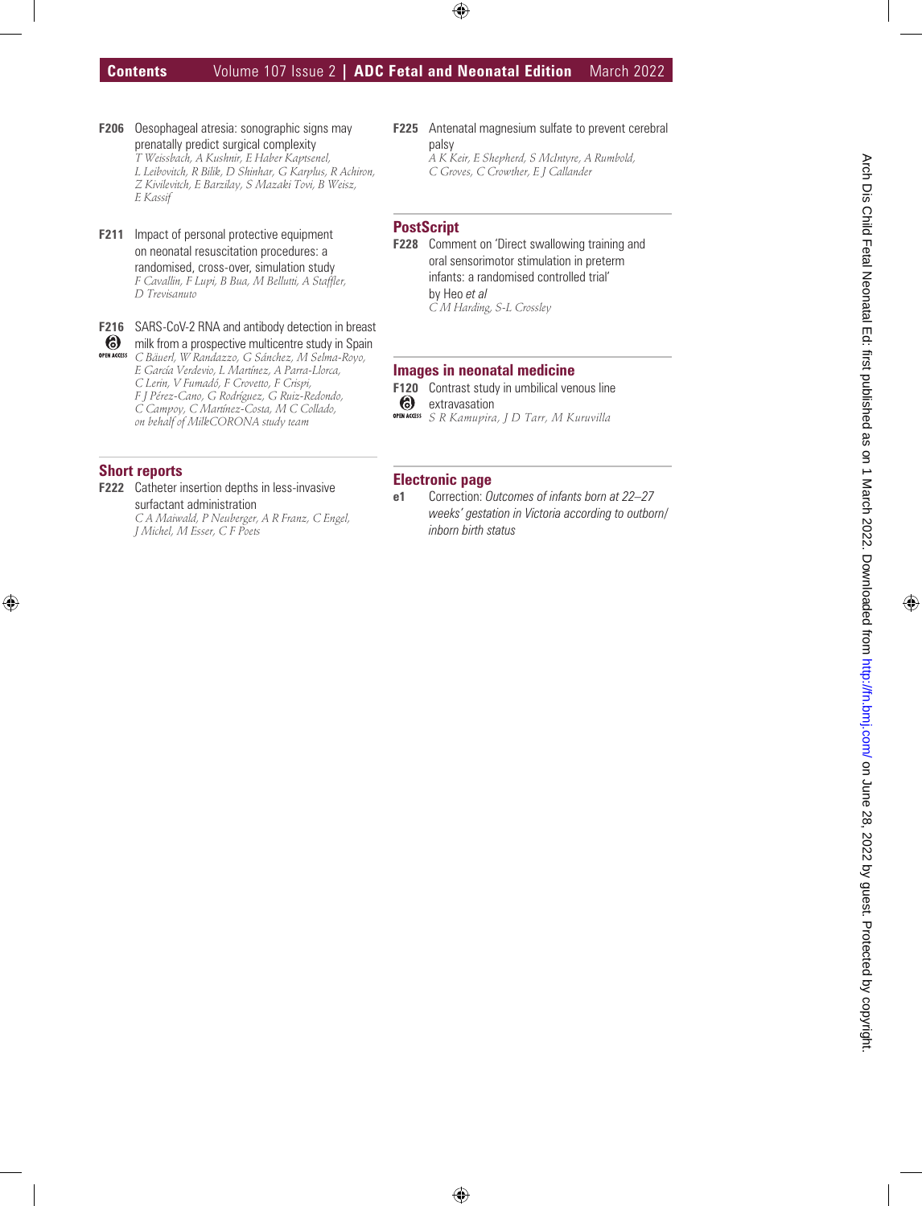**F206** Oesophageal atresia: sonographic signs may prenatally predict surgical complexity
*T Weissbach, A Kushnir, E Haber Kaptsenel, L Leibovitch, R Bilik, D Shinhar, G Karplus, R Achiron, Z Kivilevitch, E Barzilay, S Mazaki Tovi, B Weisz, E Kassif*

**F211** Impact of personal protective equipment on neonatal resuscitation procedures: a randomised, cross-over, simulation study
*F Cavallin, F Lupi, B Bua, M Bellutti, A Staffler, D Trevisanuto*

**F216** SARS-CoV-2 RNA and antibody detection in breast milk from a prospective multicentre study in Spain
OPEN ACCESS
*C Bäuerl, W Randazzo, G Sánchez, M Selma-Royo, E García Verdevio, L Martínez, A Parra-Llorca, C Lerin, V Fumadó, F Crovetto, F Crispi, F J Pérez-Cano, G Rodríguez, G Ruiz-Redondo, C Campoy, C Martínez-Costa, M C Collado, on behalf of MilkCORONA study team*

## Short reports

**F222** Catheter insertion depths in less-invasive surfactant administration
*C A Maiwald, P Neuberger, A R Franz, C Engel, J Michel, M Esser, C F Poets*

**F225** Antenatal magnesium sulfate to prevent cerebral palsy
*A K Keir, E Shepherd, S McIntyre, A Rumbold, C Groves, C Crowther, E J Callander*

## PostScript

**F228** Comment on 'Direct swallowing training and oral sensorimotor stimulation in preterm infants: a randomised controlled trial' by Heo *et al*
*C M Harding, S-L Crossley*

## Images in neonatal medicine

**F120** Contrast study in umbilical venous line extravasation
OPEN ACCESS
*S R Kamupira, J D Tarr, M Kuruvilla*

## Electronic page

**e1** Correction: *Outcomes of infants born at 22–27 weeks' gestation in Victoria according to outborn/inborn birth status*